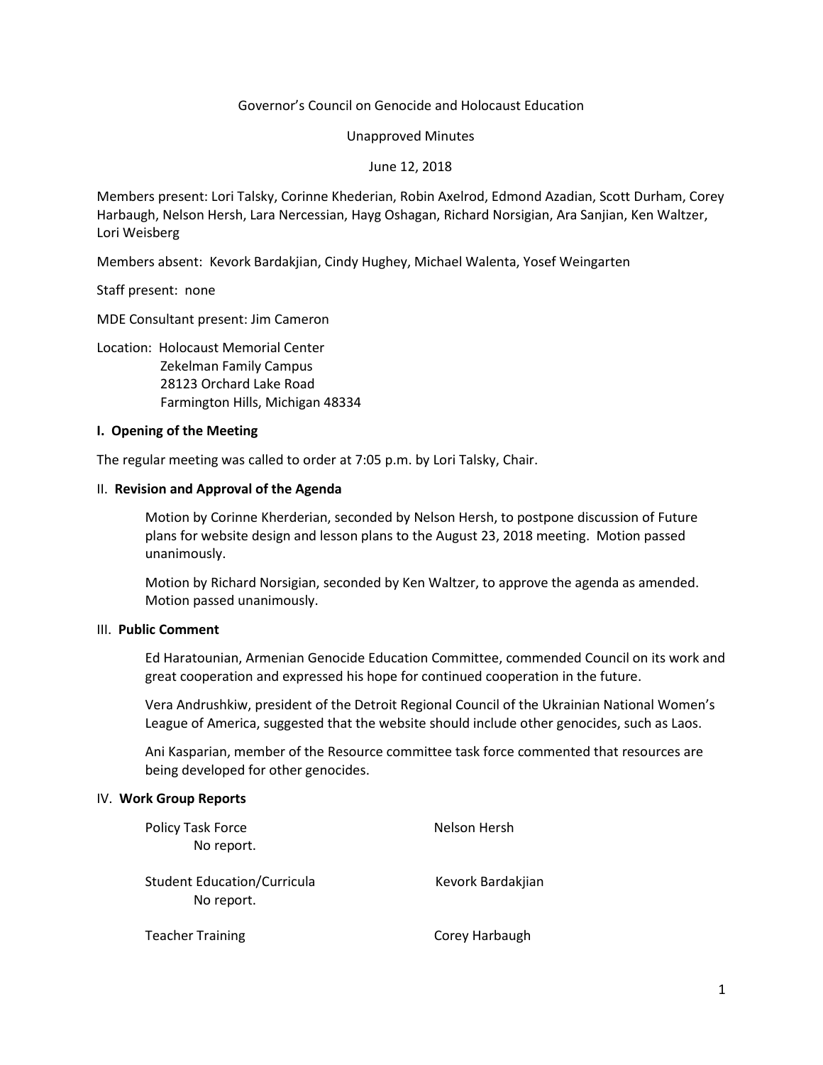Governor's Council on Genocide and Holocaust Education

Unapproved Minutes

June 12, 2018

Members present: Lori Talsky, Corinne Khederian, Robin Axelrod, Edmond Azadian, Scott Durham, Corey Harbaugh, Nelson Hersh, Lara Nercessian, Hayg Oshagan, Richard Norsigian, Ara Sanjian, Ken Waltzer, Lori Weisberg

Members absent: Kevork Bardakjian, Cindy Hughey, Michael Walenta, Yosef Weingarten

Staff present: none

MDE Consultant present: Jim Cameron

Location: Holocaust Memorial Center
Zekelman Family Campus
28123 Orchard Lake Road
Farmington Hills, Michigan 48334

**I. Opening of the Meeting**

The regular meeting was called to order at 7:05 p.m. by Lori Talsky, Chair.

II. **Revision and Approval of the Agenda**

Motion by Corinne Kherderian, seconded by Nelson Hersh, to postpone discussion of Future plans for website design and lesson plans to the August 23, 2018 meeting. Motion passed unanimously.

Motion by Richard Norsigian, seconded by Ken Waltzer, to approve the agenda as amended. Motion passed unanimously.

III. **Public Comment**

Ed Haratounian, Armenian Genocide Education Committee, commended Council on its work and great cooperation and expressed his hope for continued cooperation in the future.

Vera Andrushkiw, president of the Detroit Regional Council of the Ukrainian National Women's League of America, suggested that the website should include other genocides, such as Laos.

Ani Kasparian, member of the Resource committee task force commented that resources are being developed for other genocides.

IV. **Work Group Reports**

Policy Task Force — Nelson Hersh
No report.

Student Education/Curricula — Kevork Bardakjian
No report.

Teacher Training — Corey Harbaugh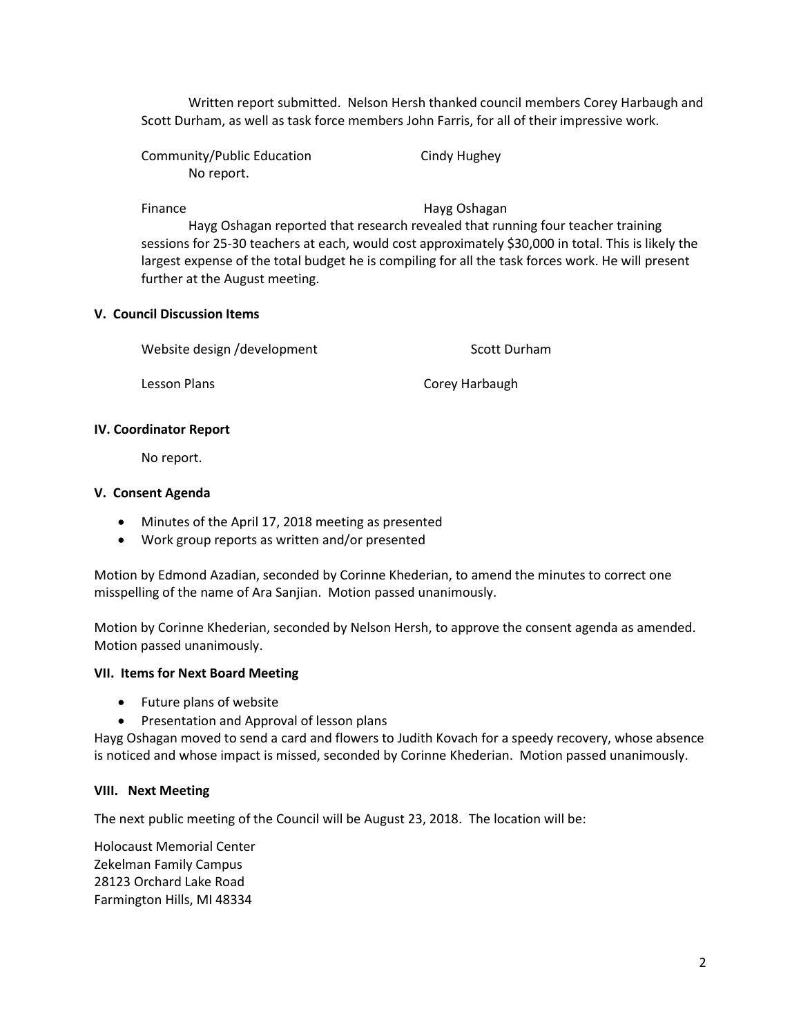Written report submitted. Nelson Hersh thanked council members Corey Harbaugh and Scott Durham, as well as task force members John Farris, for all of their impressive work.

Community/Public Education — Cindy Hughey

No report.

Finance — Hayg Oshagan

Hayg Oshagan reported that research revealed that running four teacher training sessions for 25-30 teachers at each, would cost approximately $30,000 in total. This is likely the largest expense of the total budget he is compiling for all the task forces work. He will present further at the August meeting.

**V. Council Discussion Items**

Website design /development — Scott Durham

Lesson Plans — Corey Harbaugh

**IV. Coordinator Report**

No report.

**V. Consent Agenda**

- Minutes of the April 17, 2018 meeting as presented
- Work group reports as written and/or presented

Motion by Edmond Azadian, seconded by Corinne Khederian, to amend the minutes to correct one misspelling of the name of Ara Sanjian. Motion passed unanimously.

Motion by Corinne Khederian, seconded by Nelson Hersh, to approve the consent agenda as amended. Motion passed unanimously.

**VII. Items for Next Board Meeting**

- Future plans of website
- Presentation and Approval of lesson plans

Hayg Oshagan moved to send a card and flowers to Judith Kovach for a speedy recovery, whose absence is noticed and whose impact is missed, seconded by Corinne Khederian. Motion passed unanimously.

**VIII. Next Meeting**

The next public meeting of the Council will be August 23, 2018. The location will be:

Holocaust Memorial Center
Zekelman Family Campus
28123 Orchard Lake Road
Farmington Hills, MI 48334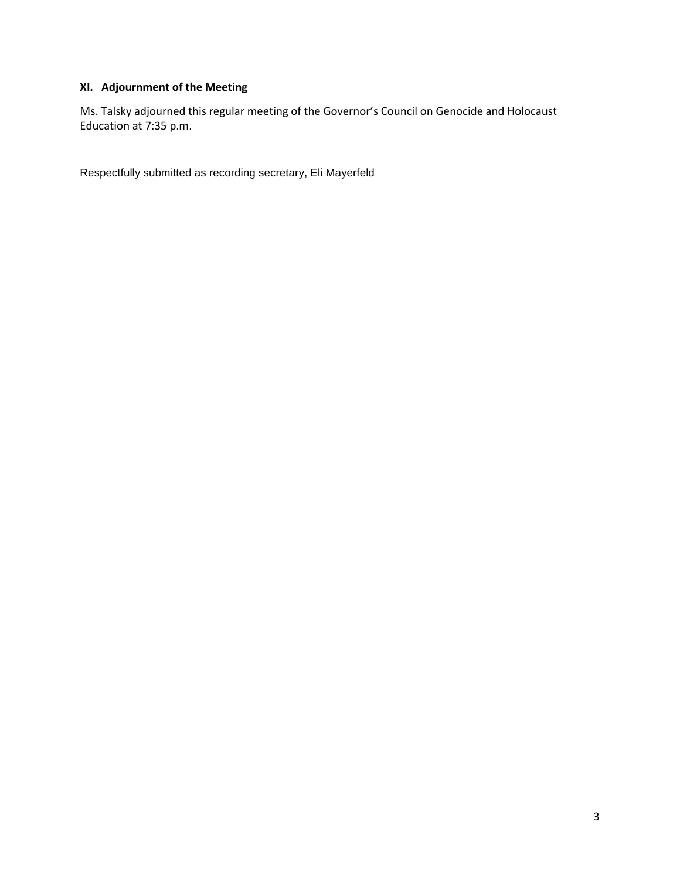### XI. Adjournment of the Meeting

Ms. Talsky adjourned this regular meeting of the Governor's Council on Genocide and Holocaust Education at 7:35 p.m.

Respectfully submitted as recording secretary, Eli Mayerfeld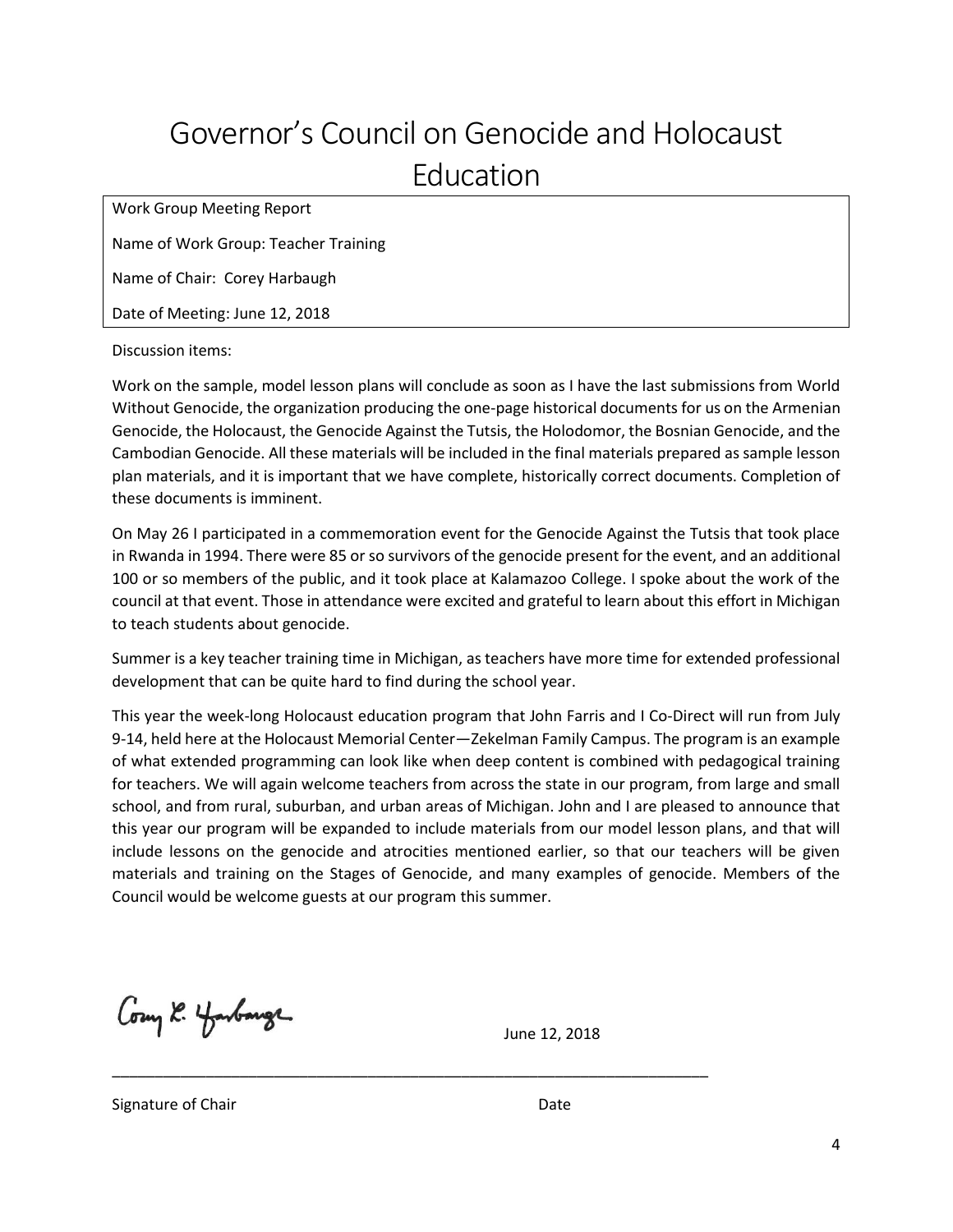# Governor's Council on Genocide and Holocaust Education

| |
|---|
| Work Group Meeting Report |
| Name of Work Group: Teacher Training |
| Name of Chair: Corey Harbaugh |
| Date of Meeting: June 12, 2018 |

Discussion items:

Work on the sample, model lesson plans will conclude as soon as I have the last submissions from World Without Genocide, the organization producing the one-page historical documents for us on the Armenian Genocide, the Holocaust, the Genocide Against the Tutsis, the Holodomor, the Bosnian Genocide, and the Cambodian Genocide. All these materials will be included in the final materials prepared as sample lesson plan materials, and it is important that we have complete, historically correct documents. Completion of these documents is imminent.

On May 26 I participated in a commemoration event for the Genocide Against the Tutsis that took place in Rwanda in 1994. There were 85 or so survivors of the genocide present for the event, and an additional 100 or so members of the public, and it took place at Kalamazoo College. I spoke about the work of the council at that event. Those in attendance were excited and grateful to learn about this effort in Michigan to teach students about genocide.

Summer is a key teacher training time in Michigan, as teachers have more time for extended professional development that can be quite hard to find during the school year.

This year the week-long Holocaust education program that John Farris and I Co-Direct will run from July 9-14, held here at the Holocaust Memorial Center—Zekelman Family Campus. The program is an example of what extended programming can look like when deep content is combined with pedagogical training for teachers. We will again welcome teachers from across the state in our program, from large and small school, and from rural, suburban, and urban areas of Michigan. John and I are pleased to announce that this year our program will be expanded to include materials from our model lesson plans, and that will include lessons on the genocide and atrocities mentioned earlier, so that our teachers will be given materials and training on the Stages of Genocide, and many examples of genocide. Members of the Council would be welcome guests at our program this summer.

Corey R. Harbaugh June 12, 2018

Signature of Chair Date